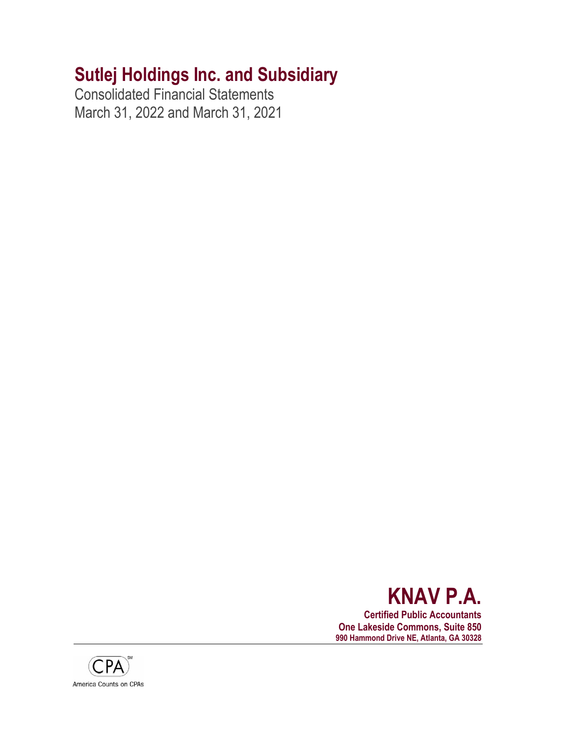# Sutlej Holdings Inc. and Subsidiary

Consolidated Financial Statements
March 31, 2022 and March 31, 2021

**KNAV P.A.**

**Certified Public Accountants**
**One Lakeside Commons, Suite 850**
**990 Hammond Drive NE, Atlanta, GA 30328**

CPA[SM]

America Counts on CPAs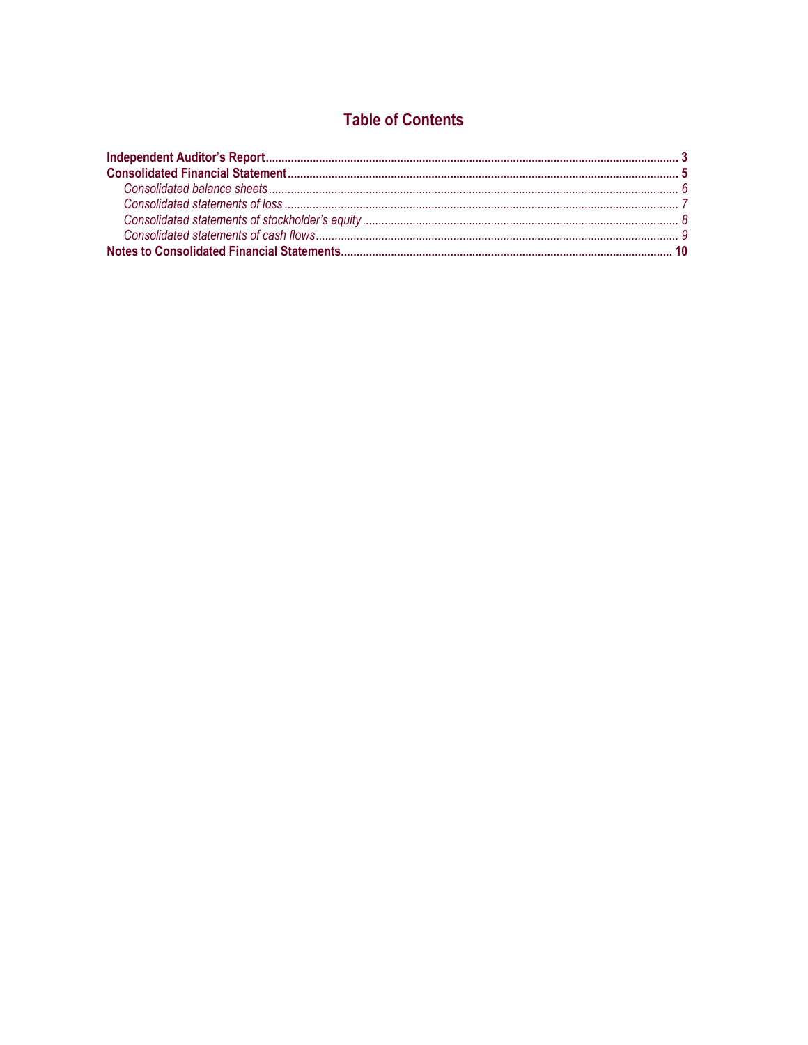# Table of Contents

**Independent Auditor's Report** .......... **3**
**Consolidated Financial Statement** .......... **5**
- *Consolidated balance sheets* .......... *6*
- *Consolidated statements of loss* .......... *7*
- *Consolidated statements of stockholder's equity* .......... *8*
- *Consolidated statements of cash flows* .......... *9*

**Notes to Consolidated Financial Statements** .......... **10**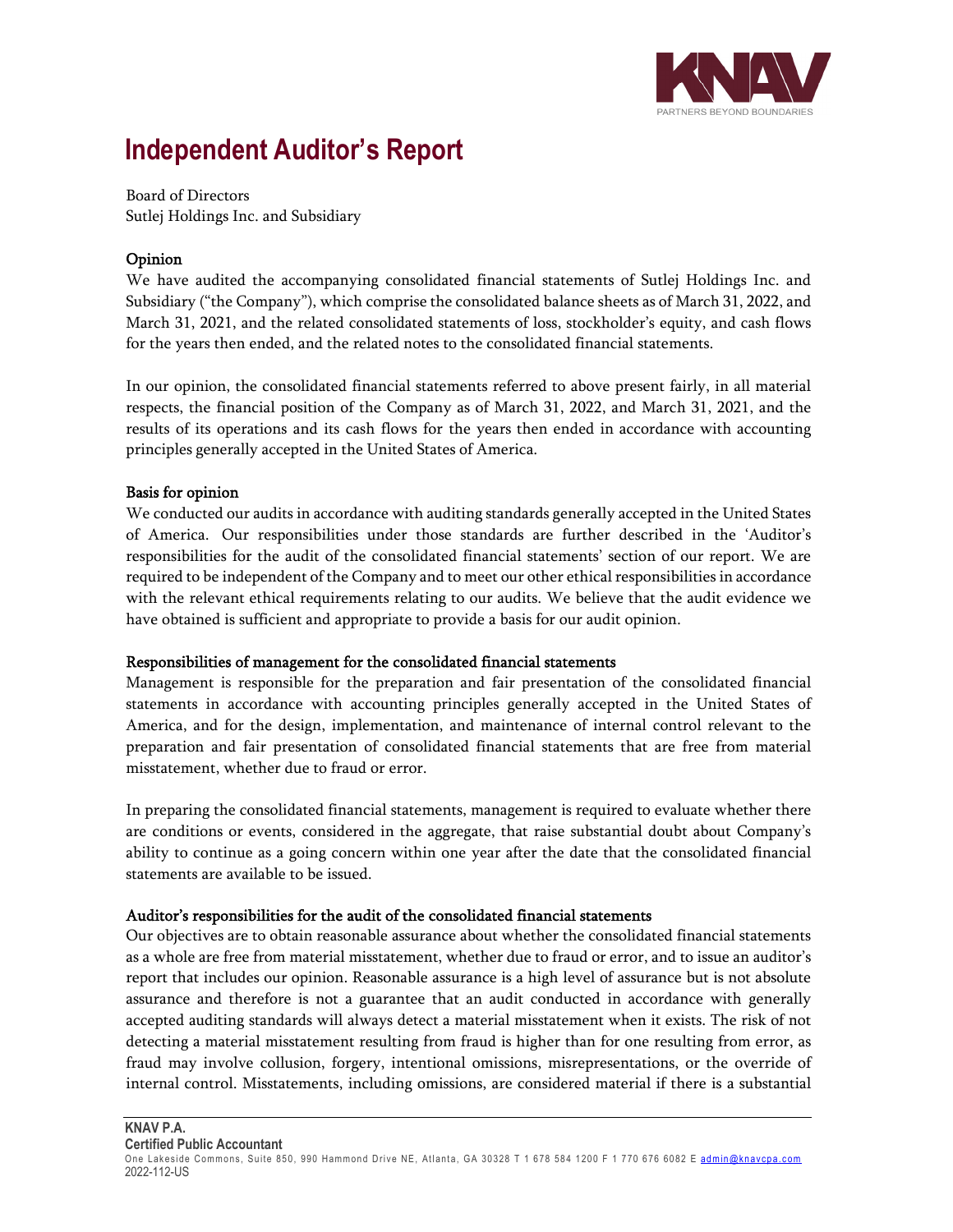# Independent Auditor's Report

Board of Directors
Sutlej Holdings Inc. and Subsidiary

## Opinion

We have audited the accompanying consolidated financial statements of Sutlej Holdings Inc. and Subsidiary ("the Company"), which comprise the consolidated balance sheets as of March 31, 2022, and March 31, 2021, and the related consolidated statements of loss, stockholder's equity, and cash flows for the years then ended, and the related notes to the consolidated financial statements.

In our opinion, the consolidated financial statements referred to above present fairly, in all material respects, the financial position of the Company as of March 31, 2022, and March 31, 2021, and the results of its operations and its cash flows for the years then ended in accordance with accounting principles generally accepted in the United States of America.

## Basis for opinion

We conducted our audits in accordance with auditing standards generally accepted in the United States of America. Our responsibilities under those standards are further described in the 'Auditor's responsibilities for the audit of the consolidated financial statements' section of our report. We are required to be independent of the Company and to meet our other ethical responsibilities in accordance with the relevant ethical requirements relating to our audits. We believe that the audit evidence we have obtained is sufficient and appropriate to provide a basis for our audit opinion.

## Responsibilities of management for the consolidated financial statements

Management is responsible for the preparation and fair presentation of the consolidated financial statements in accordance with accounting principles generally accepted in the United States of America, and for the design, implementation, and maintenance of internal control relevant to the preparation and fair presentation of consolidated financial statements that are free from material misstatement, whether due to fraud or error.

In preparing the consolidated financial statements, management is required to evaluate whether there are conditions or events, considered in the aggregate, that raise substantial doubt about Company's ability to continue as a going concern within one year after the date that the consolidated financial statements are available to be issued.

## Auditor's responsibilities for the audit of the consolidated financial statements

Our objectives are to obtain reasonable assurance about whether the consolidated financial statements as a whole are free from material misstatement, whether due to fraud or error, and to issue an auditor's report that includes our opinion. Reasonable assurance is a high level of assurance but is not absolute assurance and therefore is not a guarantee that an audit conducted in accordance with generally accepted auditing standards will always detect a material misstatement when it exists. The risk of not detecting a material misstatement resulting from fraud is higher than for one resulting from error, as fraud may involve collusion, forgery, intentional omissions, misrepresentations, or the override of internal control. Misstatements, including omissions, are considered material if there is a substantial

**KNAV P.A.**
**Certified Public Accountant**
One Lakeside Commons, Suite 850, 990 Hammond Drive NE, Atlanta, GA 30328 T 1 678 584 1200 F 1 770 676 6082 E admin@knavcpa.com
2022-112-US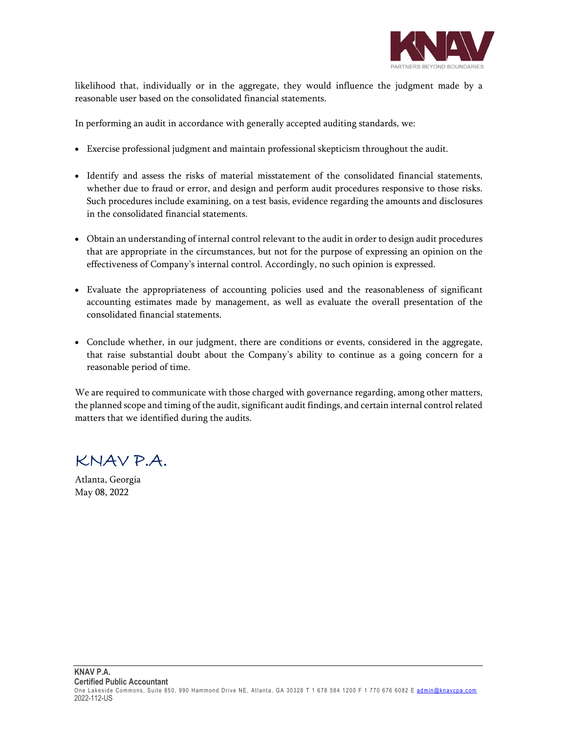likelihood that, individually or in the aggregate, they would influence the judgment made by a reasonable user based on the consolidated financial statements.

In performing an audit in accordance with generally accepted auditing standards, we:

- Exercise professional judgment and maintain professional skepticism throughout the audit.
- Identify and assess the risks of material misstatement of the consolidated financial statements, whether due to fraud or error, and design and perform audit procedures responsive to those risks. Such procedures include examining, on a test basis, evidence regarding the amounts and disclosures in the consolidated financial statements.
- Obtain an understanding of internal control relevant to the audit in order to design audit procedures that are appropriate in the circumstances, but not for the purpose of expressing an opinion on the effectiveness of Company's internal control. Accordingly, no such opinion is expressed.
- Evaluate the appropriateness of accounting policies used and the reasonableness of significant accounting estimates made by management, as well as evaluate the overall presentation of the consolidated financial statements.
- Conclude whether, in our judgment, there are conditions or events, considered in the aggregate, that raise substantial doubt about the Company's ability to continue as a going concern for a reasonable period of time.

We are required to communicate with those charged with governance regarding, among other matters, the planned scope and timing of the audit, significant audit findings, and certain internal control related matters that we identified during the audits.

KNAV P.A.

Atlanta, Georgia
May 08, 2022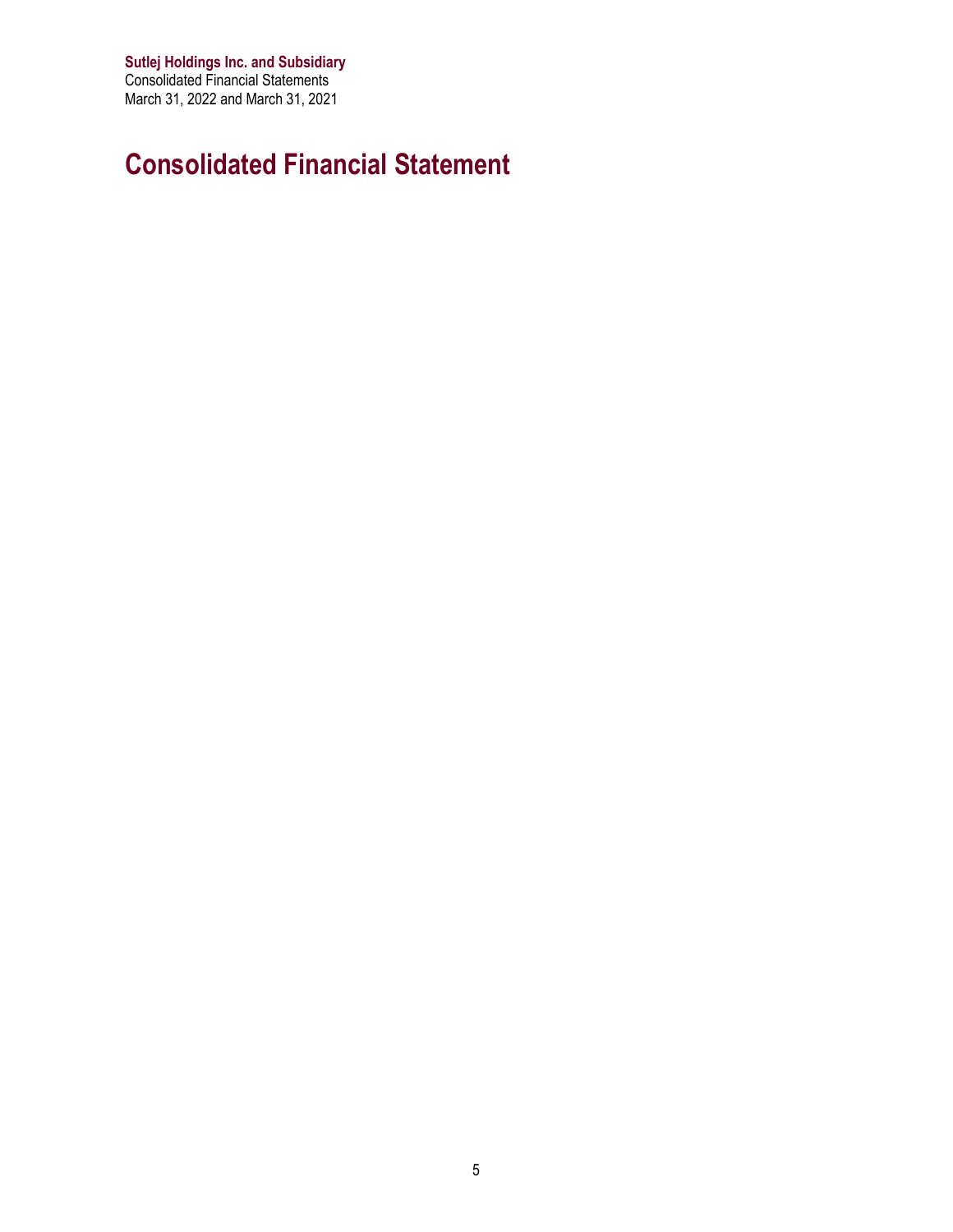# Consolidated Financial Statement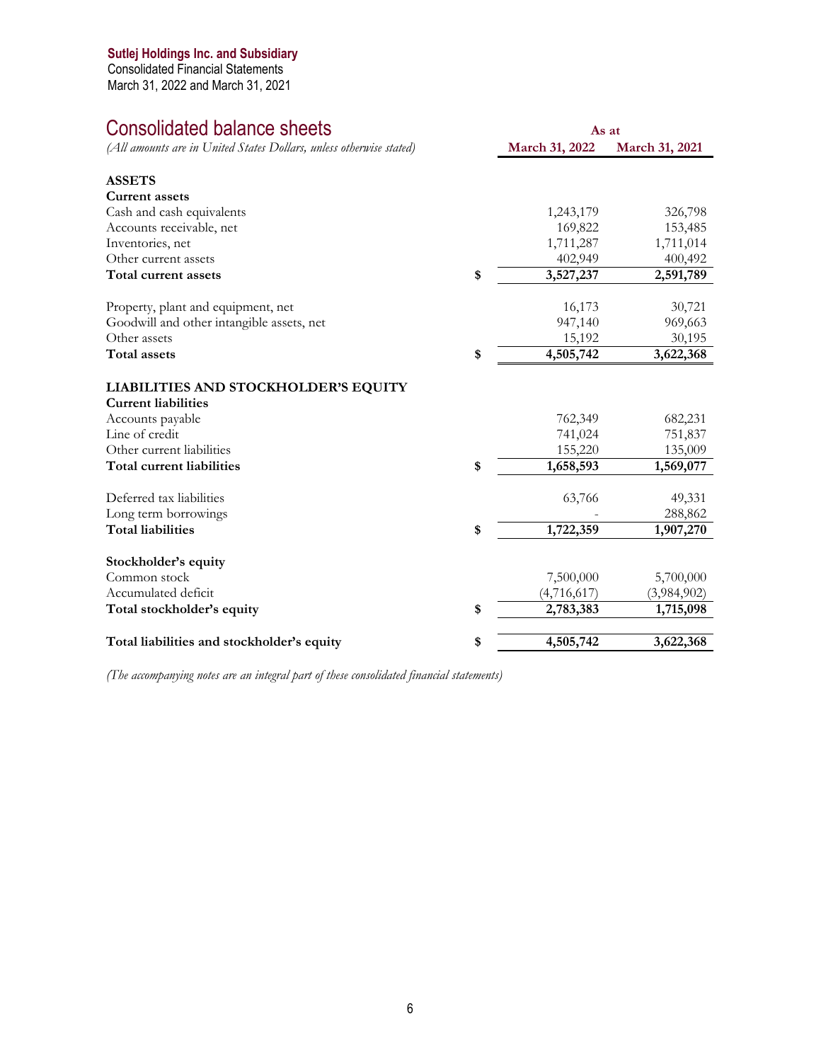**Sutlej Holdings Inc. and Subsidiary**
Consolidated Financial Statements
March 31, 2022 and March 31, 2021

# Consolidated balance sheets

*(All amounts are in United States Dollars, unless otherwise stated)*

| | | As at | |
|---|---|---|---|
| | | **March 31, 2022** | **March 31, 2021** |
| **ASSETS** | | | |
| **Current assets** | | | |
| Cash and cash equivalents | | 1,243,179 | 326,798 |
| Accounts receivable, net | | 169,822 | 153,485 |
| Inventories, net | | 1,711,287 | 1,711,014 |
| Other current assets | | 402,949 | 400,492 |
| **Total current assets** | **$** | **3,527,237** | **2,591,789** |
| | | | |
| Property, plant and equipment, net | | 16,173 | 30,721 |
| Goodwill and other intangible assets, net | | 947,140 | 969,663 |
| Other assets | | 15,192 | 30,195 |
| **Total assets** | **$** | **4,505,742** | **3,622,368** |
| | | | |
| **LIABILITIES AND STOCKHOLDER'S EQUITY** | | | |
| **Current liabilities** | | | |
| Accounts payable | | 762,349 | 682,231 |
| Line of credit | | 741,024 | 751,837 |
| Other current liabilities | | 155,220 | 135,009 |
| **Total current liabilities** | **$** | **1,658,593** | **1,569,077** |
| | | | |
| Deferred tax liabilities | | 63,766 | 49,331 |
| Long term borrowings | | - | 288,862 |
| **Total liabilities** | **$** | **1,722,359** | **1,907,270** |
| | | | |
| **Stockholder's equity** | | | |
| Common stock | | 7,500,000 | 5,700,000 |
| Accumulated deficit | | (4,716,617) | (3,984,902) |
| **Total stockholder's equity** | **$** | **2,783,383** | **1,715,098** |
| | | | |
| **Total liabilities and stockholder's equity** | **$** | **4,505,742** | **3,622,368** |

*(The accompanying notes are an integral part of these consolidated financial statements)*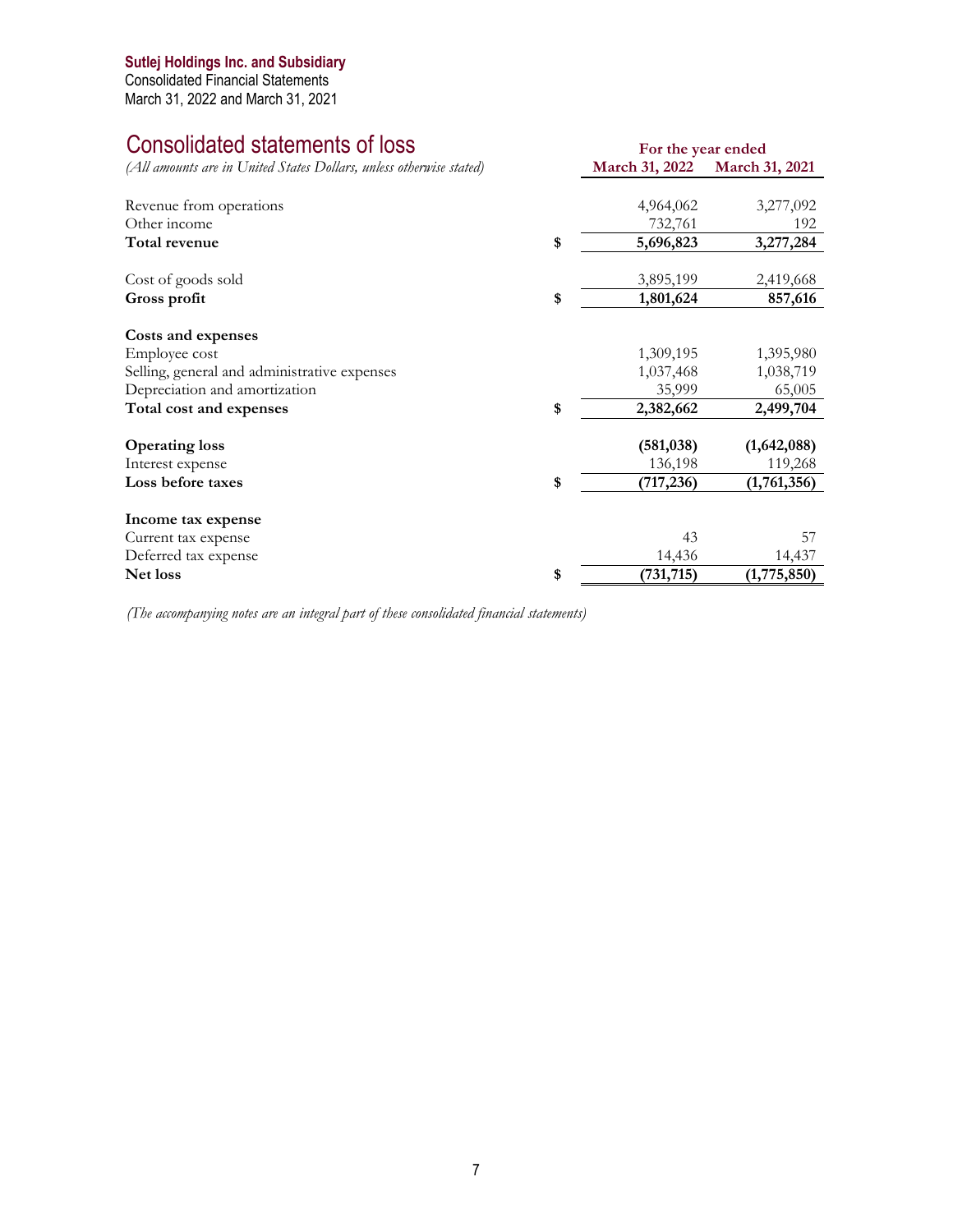**Sutlej Holdings Inc. and Subsidiary**
Consolidated Financial Statements
March 31, 2022 and March 31, 2021

# Consolidated statements of loss

*(All amounts are in United States Dollars, unless otherwise stated)*

| | | For the year ended | |
|---|---|---|---|
| | | **March 31, 2022** | **March 31, 2021** |
| Revenue from operations | | 4,964,062 | 3,277,092 |
| Other income | | 732,761 | 192 |
| **Total revenue** | **$** | **5,696,823** | **3,277,284** |
| Cost of goods sold | | 3,895,199 | 2,419,668 |
| **Gross profit** | **$** | **1,801,624** | **857,616** |
| **Costs and expenses** | | | |
| Employee cost | | 1,309,195 | 1,395,980 |
| Selling, general and administrative expenses | | 1,037,468 | 1,038,719 |
| Depreciation and amortization | | 35,999 | 65,005 |
| **Total cost and expenses** | **$** | **2,382,662** | **2,499,704** |
| **Operating loss** | | **(581,038)** | **(1,642,088)** |
| Interest expense | | 136,198 | 119,268 |
| **Loss before taxes** | **$** | **(717,236)** | **(1,761,356)** |
| **Income tax expense** | | | |
| Current tax expense | | 43 | 57 |
| Deferred tax expense | | 14,436 | 14,437 |
| **Net loss** | **$** | **(731,715)** | **(1,775,850)** |

*(The accompanying notes are an integral part of these consolidated financial statements)*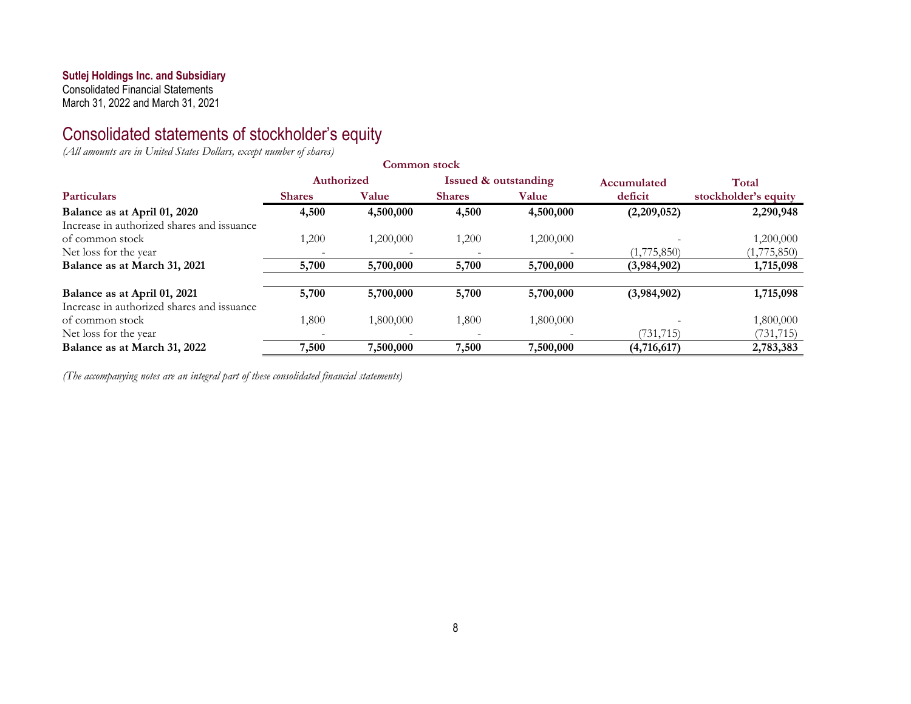**Sutlej Holdings Inc. and Subsidiary**
Consolidated Financial Statements
March 31, 2022 and March 31, 2021

# Consolidated statements of stockholder's equity

*(All amounts are in United States Dollars, except number of shares)*

| | Common stock | | | | | |
|---|---|---|---|---|---|---|
| | Authorized | | Issued & outstanding | | Accumulated | Total |
| **Particulars** | **Shares** | **Value** | **Shares** | **Value** | **deficit** | **stockholder's equity** |
| **Balance as at April 01, 2020** | **4,500** | **4,500,000** | **4,500** | **4,500,000** | **(2,209,052)** | **2,290,948** |
| Increase in authorized shares and issuance of common stock | 1,200 | 1,200,000 | 1,200 | 1,200,000 | - | 1,200,000 |
| Net loss for the year | - | - | - | - | (1,775,850) | (1,775,850) |
| **Balance as at March 31, 2021** | **5,700** | **5,700,000** | **5,700** | **5,700,000** | **(3,984,902)** | **1,715,098** |
| | | | | | | |
| **Balance as at April 01, 2021** | **5,700** | **5,700,000** | **5,700** | **5,700,000** | **(3,984,902)** | **1,715,098** |
| Increase in authorized shares and issuance of common stock | 1,800 | 1,800,000 | 1,800 | 1,800,000 | - | 1,800,000 |
| Net loss for the year | - | - | - | - | (731,715) | (731,715) |
| **Balance as at March 31, 2022** | **7,500** | **7,500,000** | **7,500** | **7,500,000** | **(4,716,617)** | **2,783,383** |

*(The accompanying notes are an integral part of these consolidated financial statements)*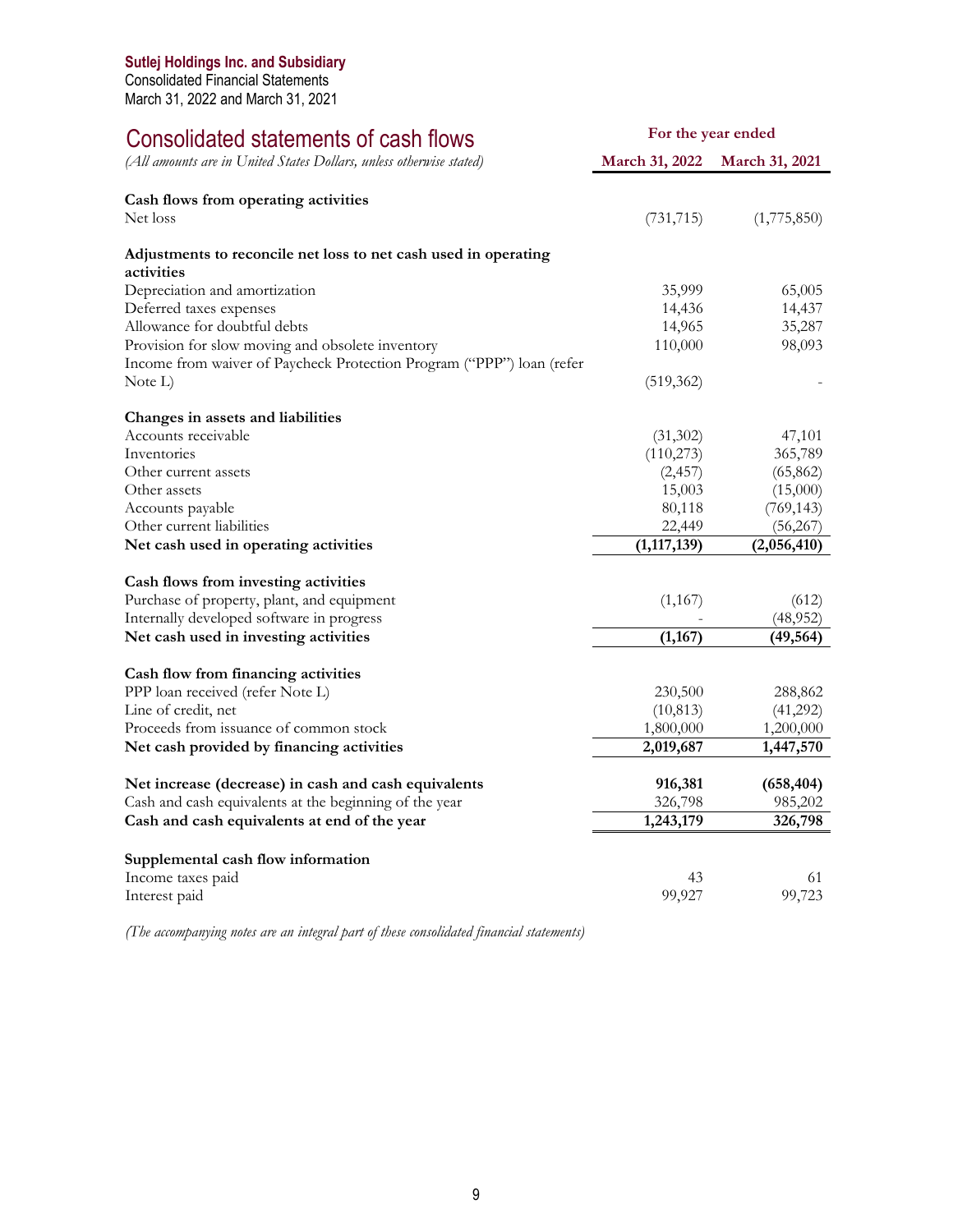**Sutlej Holdings Inc. and Subsidiary**
Consolidated Financial Statements
March 31, 2022 and March 31, 2021

# Consolidated statements of cash flows

*(All amounts are in United States Dollars, unless otherwise stated)*

| | For the year ended | |
|---|---|---|
| | **March 31, 2022** | **March 31, 2021** |
| **Cash flows from operating activities** | | |
| Net loss | (731,715) | (1,775,850) |
| **Adjustments to reconcile net loss to net cash used in operating activities** | | |
| Depreciation and amortization | 35,999 | 65,005 |
| Deferred taxes expenses | 14,436 | 14,437 |
| Allowance for doubtful debts | 14,965 | 35,287 |
| Provision for slow moving and obsolete inventory | 110,000 | 98,093 |
| Income from waiver of Paycheck Protection Program ("PPP") loan (refer Note L) | (519,362) | - |
| **Changes in assets and liabilities** | | |
| Accounts receivable | (31,302) | 47,101 |
| Inventories | (110,273) | 365,789 |
| Other current assets | (2,457) | (65,862) |
| Other assets | 15,003 | (15,000) |
| Accounts payable | 80,118 | (769,143) |
| Other current liabilities | 22,449 | (56,267) |
| **Net cash used in operating activities** | **(1,117,139)** | **(2,056,410)** |
| **Cash flows from investing activities** | | |
| Purchase of property, plant, and equipment | (1,167) | (612) |
| Internally developed software in progress | - | (48,952) |
| **Net cash used in investing activities** | **(1,167)** | **(49,564)** |
| **Cash flow from financing activities** | | |
| PPP loan received (refer Note L) | 230,500 | 288,862 |
| Line of credit, net | (10,813) | (41,292) |
| Proceeds from issuance of common stock | 1,800,000 | 1,200,000 |
| **Net cash provided by financing activities** | **2,019,687** | **1,447,570** |
| **Net increase (decrease) in cash and cash equivalents** | **916,381** | **(658,404)** |
| Cash and cash equivalents at the beginning of the year | 326,798 | 985,202 |
| **Cash and cash equivalents at end of the year** | **1,243,179** | **326,798** |
| **Supplemental cash flow information** | | |
| Income taxes paid | 43 | 61 |
| Interest paid | 99,927 | 99,723 |

*(The accompanying notes are an integral part of these consolidated financial statements)*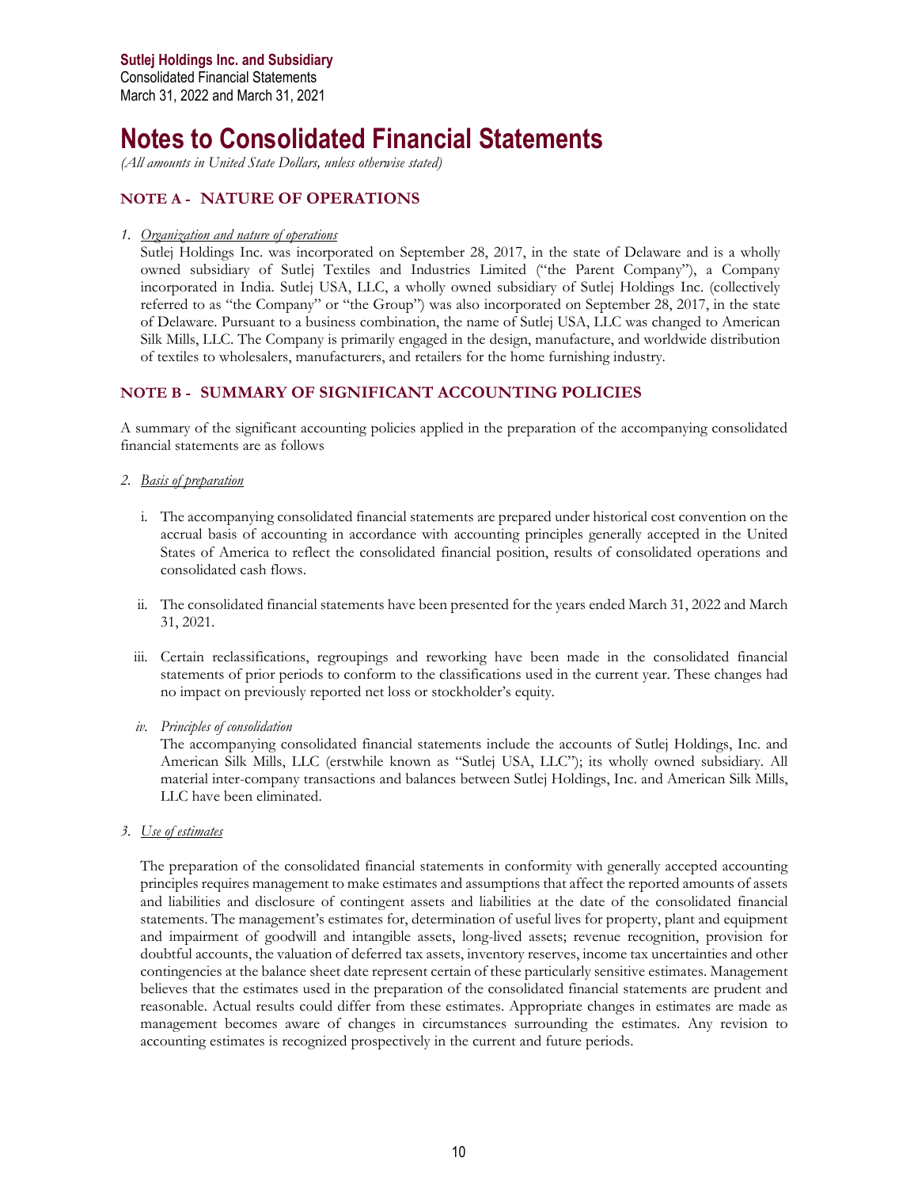Sutlej Holdings Inc. and Subsidiary
Consolidated Financial Statements
March 31, 2022 and March 31, 2021

# Notes to Consolidated Financial Statements

*(All amounts in United State Dollars, unless otherwise stated)*

## NOTE A - NATURE OF OPERATIONS

1. *Organization and nature of operations*

   Sutlej Holdings Inc. was incorporated on September 28, 2017, in the state of Delaware and is a wholly owned subsidiary of Sutlej Textiles and Industries Limited ("the Parent Company"), a Company incorporated in India. Sutlej USA, LLC, a wholly owned subsidiary of Sutlej Holdings Inc. (collectively referred to as "the Company" or "the Group") was also incorporated on September 28, 2017, in the state of Delaware. Pursuant to a business combination, the name of Sutlej USA, LLC was changed to American Silk Mills, LLC. The Company is primarily engaged in the design, manufacture, and worldwide distribution of textiles to wholesalers, manufacturers, and retailers for the home furnishing industry.

## NOTE B - SUMMARY OF SIGNIFICANT ACCOUNTING POLICIES

A summary of the significant accounting policies applied in the preparation of the accompanying consolidated financial statements are as follows

2. *Basis of preparation*

   i. The accompanying consolidated financial statements are prepared under historical cost convention on the accrual basis of accounting in accordance with accounting principles generally accepted in the United States of America to reflect the consolidated financial position, results of consolidated operations and consolidated cash flows.

   ii. The consolidated financial statements have been presented for the years ended March 31, 2022 and March 31, 2021.

   iii. Certain reclassifications, regroupings and reworking have been made in the consolidated financial statements of prior periods to conform to the classifications used in the current year. These changes had no impact on previously reported net loss or stockholder's equity.

   iv. *Principles of consolidation*

   The accompanying consolidated financial statements include the accounts of Sutlej Holdings, Inc. and American Silk Mills, LLC (erstwhile known as "Sutlej USA, LLC"); its wholly owned subsidiary. All material inter-company transactions and balances between Sutlej Holdings, Inc. and American Silk Mills, LLC have been eliminated.

3. *Use of estimates*

   The preparation of the consolidated financial statements in conformity with generally accepted accounting principles requires management to make estimates and assumptions that affect the reported amounts of assets and liabilities and disclosure of contingent assets and liabilities at the date of the consolidated financial statements. The management's estimates for, determination of useful lives for property, plant and equipment and impairment of goodwill and intangible assets, long-lived assets; revenue recognition, provision for doubtful accounts, the valuation of deferred tax assets, inventory reserves, income tax uncertainties and other contingencies at the balance sheet date represent certain of these particularly sensitive estimates. Management believes that the estimates used in the preparation of the consolidated financial statements are prudent and reasonable. Actual results could differ from these estimates. Appropriate changes in estimates are made as management becomes aware of changes in circumstances surrounding the estimates. Any revision to accounting estimates is recognized prospectively in the current and future periods.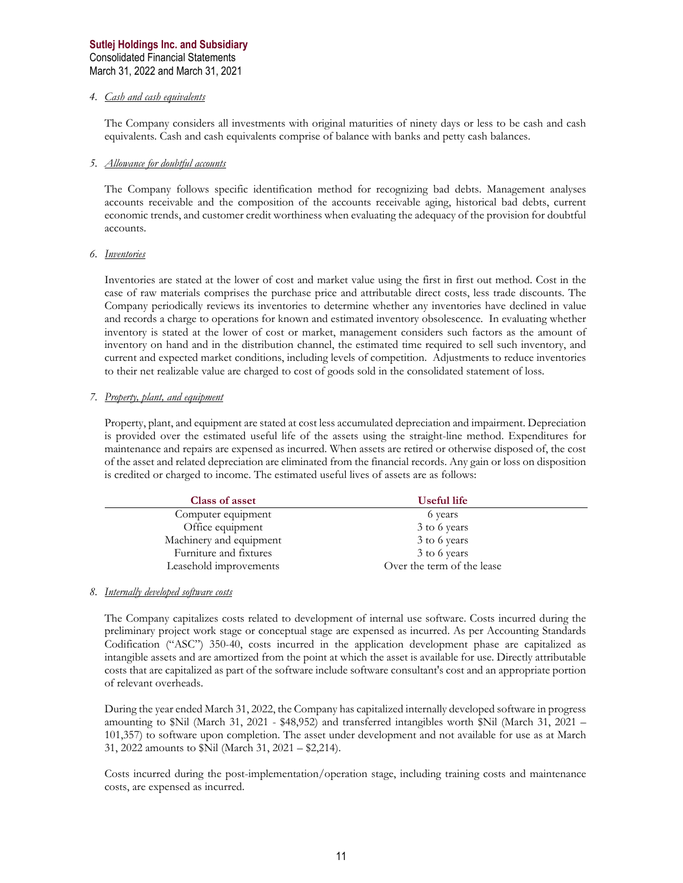4. *Cash and cash equivalents*

The Company considers all investments with original maturities of ninety days or less to be cash and cash equivalents. Cash and cash equivalents comprise of balance with banks and petty cash balances.

5. *Allowance for doubtful accounts*

The Company follows specific identification method for recognizing bad debts. Management analyses accounts receivable and the composition of the accounts receivable aging, historical bad debts, current economic trends, and customer credit worthiness when evaluating the adequacy of the provision for doubtful accounts.

6. *Inventories*

Inventories are stated at the lower of cost and market value using the first in first out method. Cost in the case of raw materials comprises the purchase price and attributable direct costs, less trade discounts. The Company periodically reviews its inventories to determine whether any inventories have declined in value and records a charge to operations for known and estimated inventory obsolescence. In evaluating whether inventory is stated at the lower of cost or market, management considers such factors as the amount of inventory on hand and in the distribution channel, the estimated time required to sell such inventory, and current and expected market conditions, including levels of competition. Adjustments to reduce inventories to their net realizable value are charged to cost of goods sold in the consolidated statement of loss.

7. *Property, plant, and equipment*

Property, plant, and equipment are stated at cost less accumulated depreciation and impairment. Depreciation is provided over the estimated useful life of the assets using the straight-line method. Expenditures for maintenance and repairs are expensed as incurred. When assets are retired or otherwise disposed of, the cost of the asset and related depreciation are eliminated from the financial records. Any gain or loss on disposition is credited or charged to income. The estimated useful lives of assets are as follows:

| Class of asset | Useful life |
|---|---|
| Computer equipment | 6 years |
| Office equipment | 3 to 6 years |
| Machinery and equipment | 3 to 6 years |
| Furniture and fixtures | 3 to 6 years |
| Leasehold improvements | Over the term of the lease |

8. *Internally developed software costs*

The Company capitalizes costs related to development of internal use software. Costs incurred during the preliminary project work stage or conceptual stage are expensed as incurred. As per Accounting Standards Codification ("ASC") 350-40, costs incurred in the application development phase are capitalized as intangible assets and are amortized from the point at which the asset is available for use. Directly attributable costs that are capitalized as part of the software include software consultant's cost and an appropriate portion of relevant overheads.

During the year ended March 31, 2022, the Company has capitalized internally developed software in progress amounting to $Nil (March 31, 2021 - $48,952) and transferred intangibles worth $Nil (March 31, 2021 – 101,357) to software upon completion. The asset under development and not available for use as at March 31, 2022 amounts to $Nil (March 31, 2021 – $2,214).

Costs incurred during the post-implementation/operation stage, including training costs and maintenance costs, are expensed as incurred.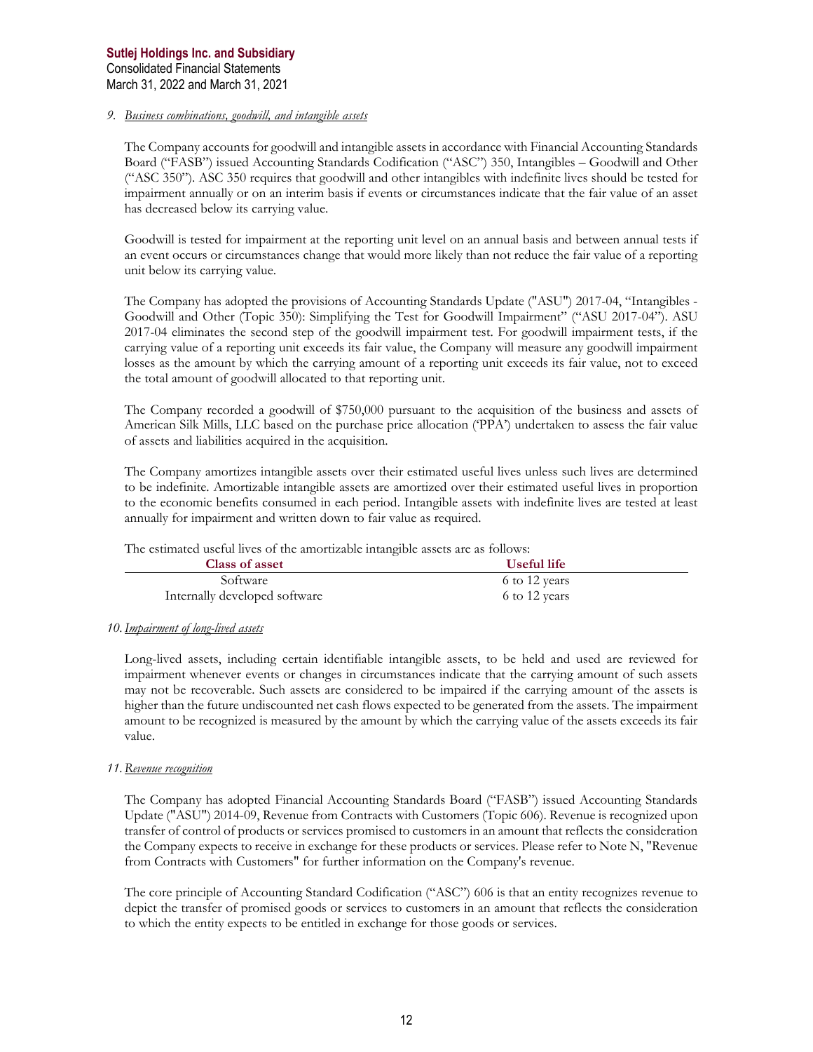*9. Business combinations, goodwill, and intangible assets*

The Company accounts for goodwill and intangible assets in accordance with Financial Accounting Standards Board ("FASB") issued Accounting Standards Codification ("ASC") 350, Intangibles – Goodwill and Other ("ASC 350"). ASC 350 requires that goodwill and other intangibles with indefinite lives should be tested for impairment annually or on an interim basis if events or circumstances indicate that the fair value of an asset has decreased below its carrying value.

Goodwill is tested for impairment at the reporting unit level on an annual basis and between annual tests if an event occurs or circumstances change that would more likely than not reduce the fair value of a reporting unit below its carrying value.

The Company has adopted the provisions of Accounting Standards Update ("ASU") 2017-04, "Intangibles - Goodwill and Other (Topic 350): Simplifying the Test for Goodwill Impairment" ("ASU 2017-04"). ASU 2017-04 eliminates the second step of the goodwill impairment test. For goodwill impairment tests, if the carrying value of a reporting unit exceeds its fair value, the Company will measure any goodwill impairment losses as the amount by which the carrying amount of a reporting unit exceeds its fair value, not to exceed the total amount of goodwill allocated to that reporting unit.

The Company recorded a goodwill of $750,000 pursuant to the acquisition of the business and assets of American Silk Mills, LLC based on the purchase price allocation ('PPA') undertaken to assess the fair value of assets and liabilities acquired in the acquisition.

The Company amortizes intangible assets over their estimated useful lives unless such lives are determined to be indefinite. Amortizable intangible assets are amortized over their estimated useful lives in proportion to the economic benefits consumed in each period. Intangible assets with indefinite lives are tested at least annually for impairment and written down to fair value as required.

The estimated useful lives of the amortizable intangible assets are as follows:

| Class of asset | Useful life |
|---|---|
| Software | 6 to 12 years |
| Internally developed software | 6 to 12 years |

*10. Impairment of long-lived assets*

Long-lived assets, including certain identifiable intangible assets, to be held and used are reviewed for impairment whenever events or changes in circumstances indicate that the carrying amount of such assets may not be recoverable. Such assets are considered to be impaired if the carrying amount of the assets is higher than the future undiscounted net cash flows expected to be generated from the assets. The impairment amount to be recognized is measured by the amount by which the carrying value of the assets exceeds its fair value.

*11. Revenue recognition*

The Company has adopted Financial Accounting Standards Board ("FASB") issued Accounting Standards Update ("ASU") 2014-09, Revenue from Contracts with Customers (Topic 606). Revenue is recognized upon transfer of control of products or services promised to customers in an amount that reflects the consideration the Company expects to receive in exchange for these products or services. Please refer to Note N, "Revenue from Contracts with Customers" for further information on the Company's revenue.

The core principle of Accounting Standard Codification ("ASC") 606 is that an entity recognizes revenue to depict the transfer of promised goods or services to customers in an amount that reflects the consideration to which the entity expects to be entitled in exchange for those goods or services.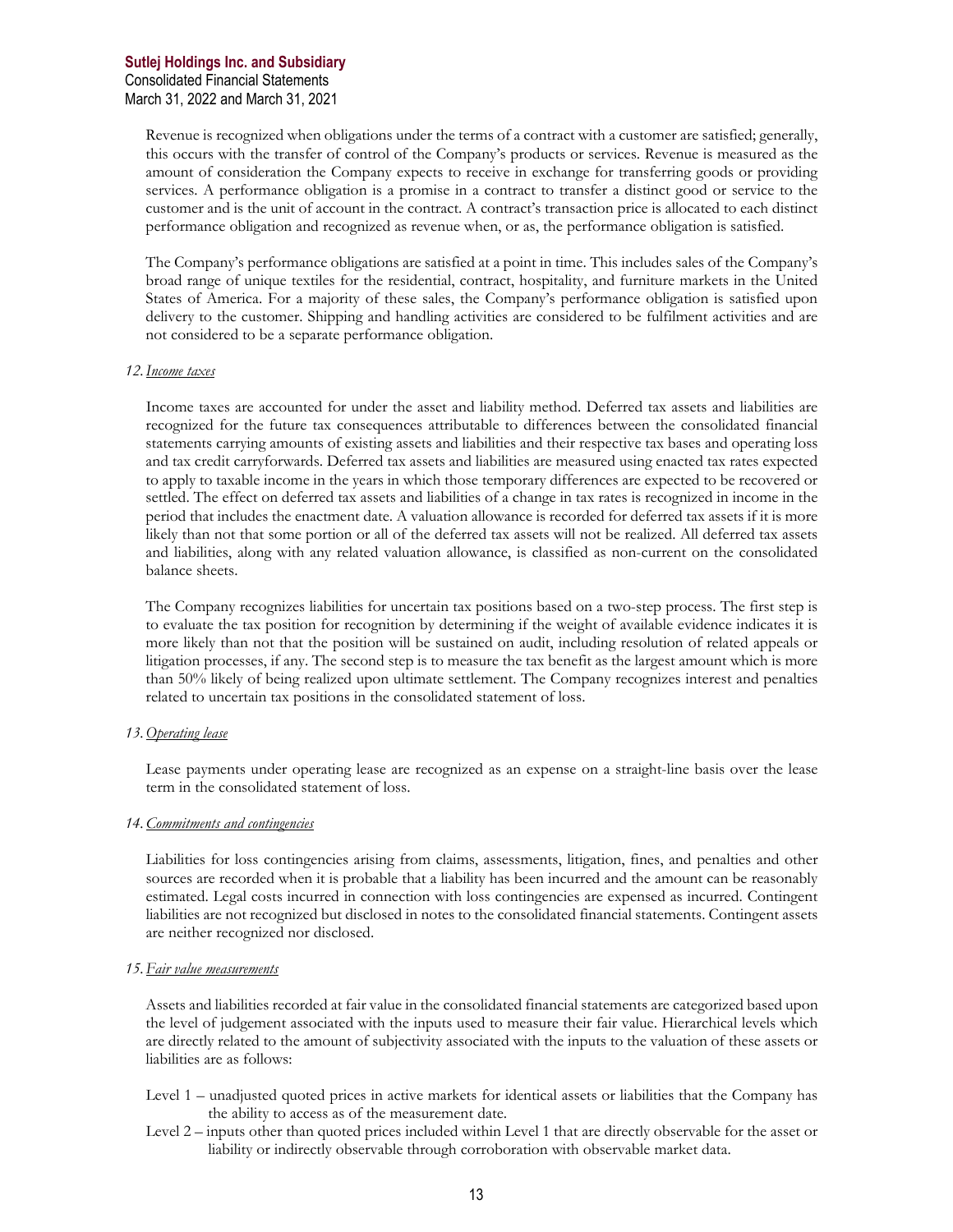Revenue is recognized when obligations under the terms of a contract with a customer are satisfied; generally, this occurs with the transfer of control of the Company's products or services. Revenue is measured as the amount of consideration the Company expects to receive in exchange for transferring goods or providing services. A performance obligation is a promise in a contract to transfer a distinct good or service to the customer and is the unit of account in the contract. A contract's transaction price is allocated to each distinct performance obligation and recognized as revenue when, or as, the performance obligation is satisfied.

The Company's performance obligations are satisfied at a point in time. This includes sales of the Company's broad range of unique textiles for the residential, contract, hospitality, and furniture markets in the United States of America. For a majority of these sales, the Company's performance obligation is satisfied upon delivery to the customer. Shipping and handling activities are considered to be fulfilment activities and are not considered to be a separate performance obligation.

12. *Income taxes*

Income taxes are accounted for under the asset and liability method. Deferred tax assets and liabilities are recognized for the future tax consequences attributable to differences between the consolidated financial statements carrying amounts of existing assets and liabilities and their respective tax bases and operating loss and tax credit carryforwards. Deferred tax assets and liabilities are measured using enacted tax rates expected to apply to taxable income in the years in which those temporary differences are expected to be recovered or settled. The effect on deferred tax assets and liabilities of a change in tax rates is recognized in income in the period that includes the enactment date. A valuation allowance is recorded for deferred tax assets if it is more likely than not that some portion or all of the deferred tax assets will not be realized. All deferred tax assets and liabilities, along with any related valuation allowance, is classified as non-current on the consolidated balance sheets.

The Company recognizes liabilities for uncertain tax positions based on a two-step process. The first step is to evaluate the tax position for recognition by determining if the weight of available evidence indicates it is more likely than not that the position will be sustained on audit, including resolution of related appeals or litigation processes, if any. The second step is to measure the tax benefit as the largest amount which is more than 50% likely of being realized upon ultimate settlement. The Company recognizes interest and penalties related to uncertain tax positions in the consolidated statement of loss.

13. *Operating lease*

Lease payments under operating lease are recognized as an expense on a straight-line basis over the lease term in the consolidated statement of loss.

14. *Commitments and contingencies*

Liabilities for loss contingencies arising from claims, assessments, litigation, fines, and penalties and other sources are recorded when it is probable that a liability has been incurred and the amount can be reasonably estimated. Legal costs incurred in connection with loss contingencies are expensed as incurred. Contingent liabilities are not recognized but disclosed in notes to the consolidated financial statements. Contingent assets are neither recognized nor disclosed.

15. *Fair value measurements*

Assets and liabilities recorded at fair value in the consolidated financial statements are categorized based upon the level of judgement associated with the inputs used to measure their fair value. Hierarchical levels which are directly related to the amount of subjectivity associated with the inputs to the valuation of these assets or liabilities are as follows:

- Level 1 – unadjusted quoted prices in active markets for identical assets or liabilities that the Company has the ability to access as of the measurement date.
- Level 2 – inputs other than quoted prices included within Level 1 that are directly observable for the asset or liability or indirectly observable through corroboration with observable market data.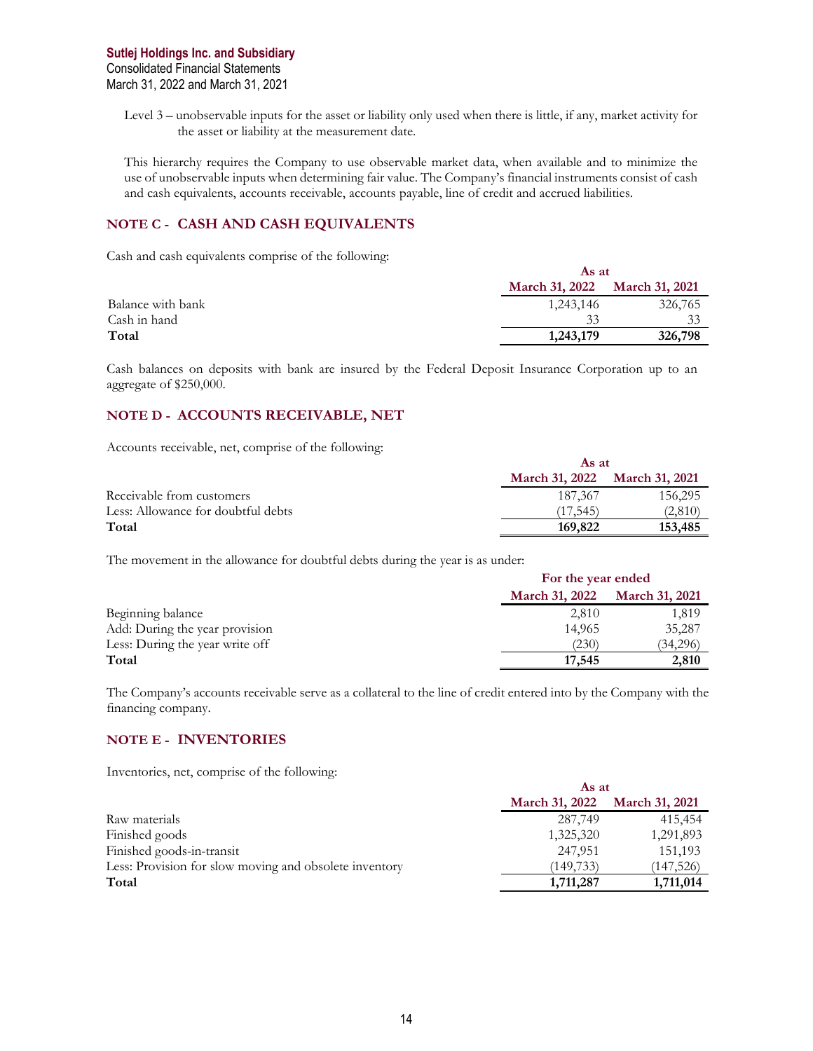Level 3 – unobservable inputs for the asset or liability only used when there is little, if any, market activity for the asset or liability at the measurement date.

This hierarchy requires the Company to use observable market data, when available and to minimize the use of unobservable inputs when determining fair value. The Company's financial instruments consist of cash and cash equivalents, accounts receivable, accounts payable, line of credit and accrued liabilities.

## NOTE C - CASH AND CASH EQUIVALENTS

Cash and cash equivalents comprise of the following:

| | As at | |
|---|---|---|
| | March 31, 2022 | March 31, 2021 |
| Balance with bank | 1,243,146 | 326,765 |
| Cash in hand | 33 | 33 |
| **Total** | **1,243,179** | **326,798** |

Cash balances on deposits with bank are insured by the Federal Deposit Insurance Corporation up to an aggregate of $250,000.

## NOTE D - ACCOUNTS RECEIVABLE, NET

Accounts receivable, net, comprise of the following:

| | As at | |
|---|---|---|
| | March 31, 2022 | March 31, 2021 |
| Receivable from customers | 187,367 | 156,295 |
| Less: Allowance for doubtful debts | (17,545) | (2,810) |
| **Total** | **169,822** | **153,485** |

The movement in the allowance for doubtful debts during the year is as under:

| | For the year ended | |
|---|---|---|
| | March 31, 2022 | March 31, 2021 |
| Beginning balance | 2,810 | 1,819 |
| Add: During the year provision | 14,965 | 35,287 |
| Less: During the year write off | (230) | (34,296) |
| **Total** | **17,545** | **2,810** |

The Company's accounts receivable serve as a collateral to the line of credit entered into by the Company with the financing company.

## NOTE E - INVENTORIES

Inventories, net, comprise of the following:

| | As at | |
|---|---|---|
| | March 31, 2022 | March 31, 2021 |
| Raw materials | 287,749 | 415,454 |
| Finished goods | 1,325,320 | 1,291,893 |
| Finished goods-in-transit | 247,951 | 151,193 |
| Less: Provision for slow moving and obsolete inventory | (149,733) | (147,526) |
| **Total** | **1,711,287** | **1,711,014** |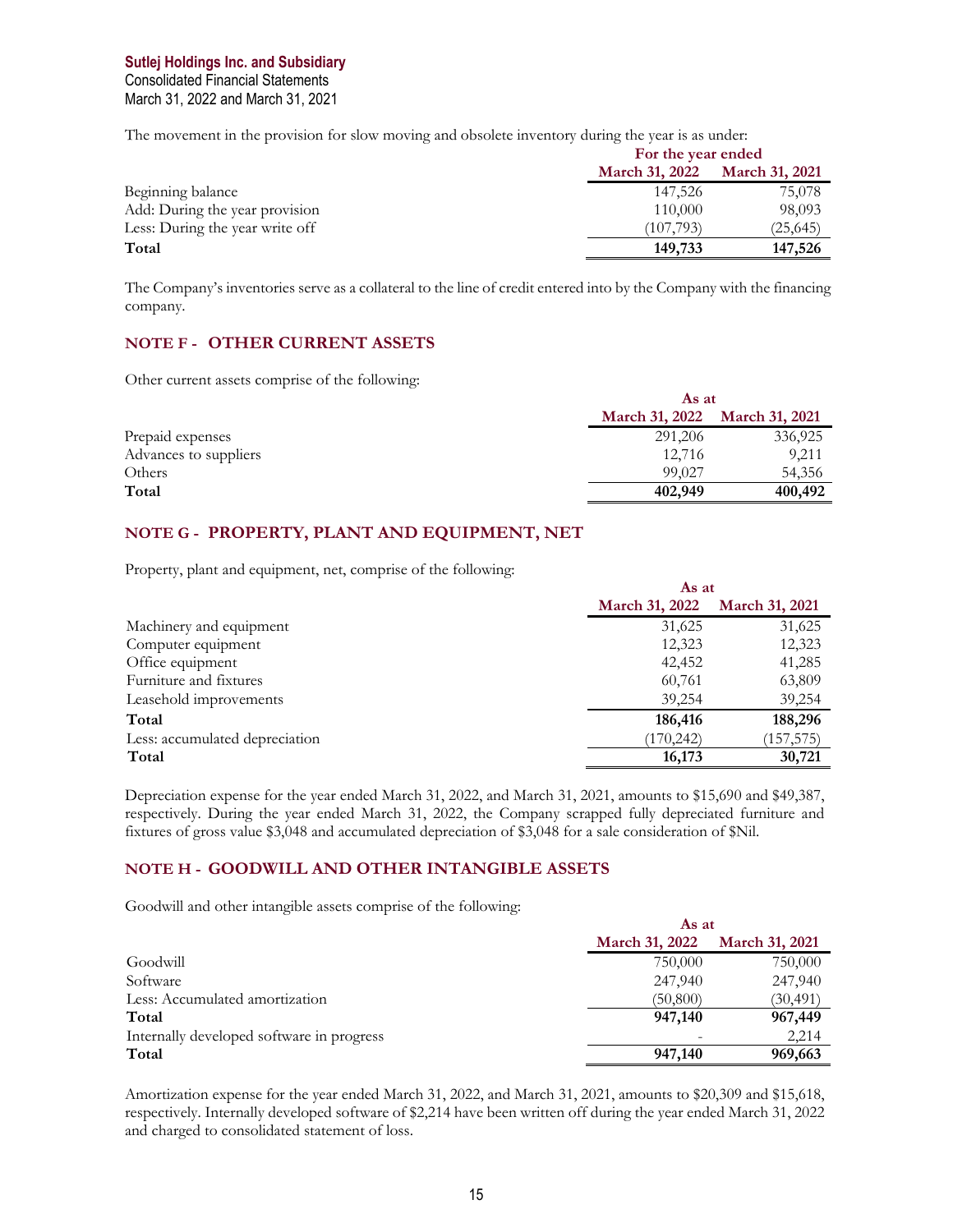The movement in the provision for slow moving and obsolete inventory during the year is as under:

| | For the year ended | |
|---|---|---|
| | March 31, 2022 | March 31, 2021 |
| Beginning balance | 147,526 | 75,078 |
| Add: During the year provision | 110,000 | 98,093 |
| Less: During the year write off | (107,793) | (25,645) |
| **Total** | **149,733** | **147,526** |

The Company's inventories serve as a collateral to the line of credit entered into by the Company with the financing company.

## NOTE F - OTHER CURRENT ASSETS

Other current assets comprise of the following:

| | As at | |
|---|---|---|
| | March 31, 2022 | March 31, 2021 |
| Prepaid expenses | 291,206 | 336,925 |
| Advances to suppliers | 12,716 | 9,211 |
| Others | 99,027 | 54,356 |
| **Total** | **402,949** | **400,492** |

## NOTE G - PROPERTY, PLANT AND EQUIPMENT, NET

Property, plant and equipment, net, comprise of the following:

| | As at | |
|---|---|---|
| | March 31, 2022 | March 31, 2021 |
| Machinery and equipment | 31,625 | 31,625 |
| Computer equipment | 12,323 | 12,323 |
| Office equipment | 42,452 | 41,285 |
| Furniture and fixtures | 60,761 | 63,809 |
| Leasehold improvements | 39,254 | 39,254 |
| **Total** | **186,416** | **188,296** |
| Less: accumulated depreciation | (170,242) | (157,575) |
| **Total** | **16,173** | **30,721** |

Depreciation expense for the year ended March 31, 2022, and March 31, 2021, amounts to $15,690 and $49,387, respectively. During the year ended March 31, 2022, the Company scrapped fully depreciated furniture and fixtures of gross value $3,048 and accumulated depreciation of $3,048 for a sale consideration of $Nil.

## NOTE H - GOODWILL AND OTHER INTANGIBLE ASSETS

Goodwill and other intangible assets comprise of the following:

| | As at | |
|---|---|---|
| | March 31, 2022 | March 31, 2021 |
| Goodwill | 750,000 | 750,000 |
| Software | 247,940 | 247,940 |
| Less: Accumulated amortization | (50,800) | (30,491) |
| **Total** | **947,140** | **967,449** |
| Internally developed software in progress | - | 2,214 |
| **Total** | **947,140** | **969,663** |

Amortization expense for the year ended March 31, 2022, and March 31, 2021, amounts to $20,309 and $15,618, respectively. Internally developed software of $2,214 have been written off during the year ended March 31, 2022 and charged to consolidated statement of loss.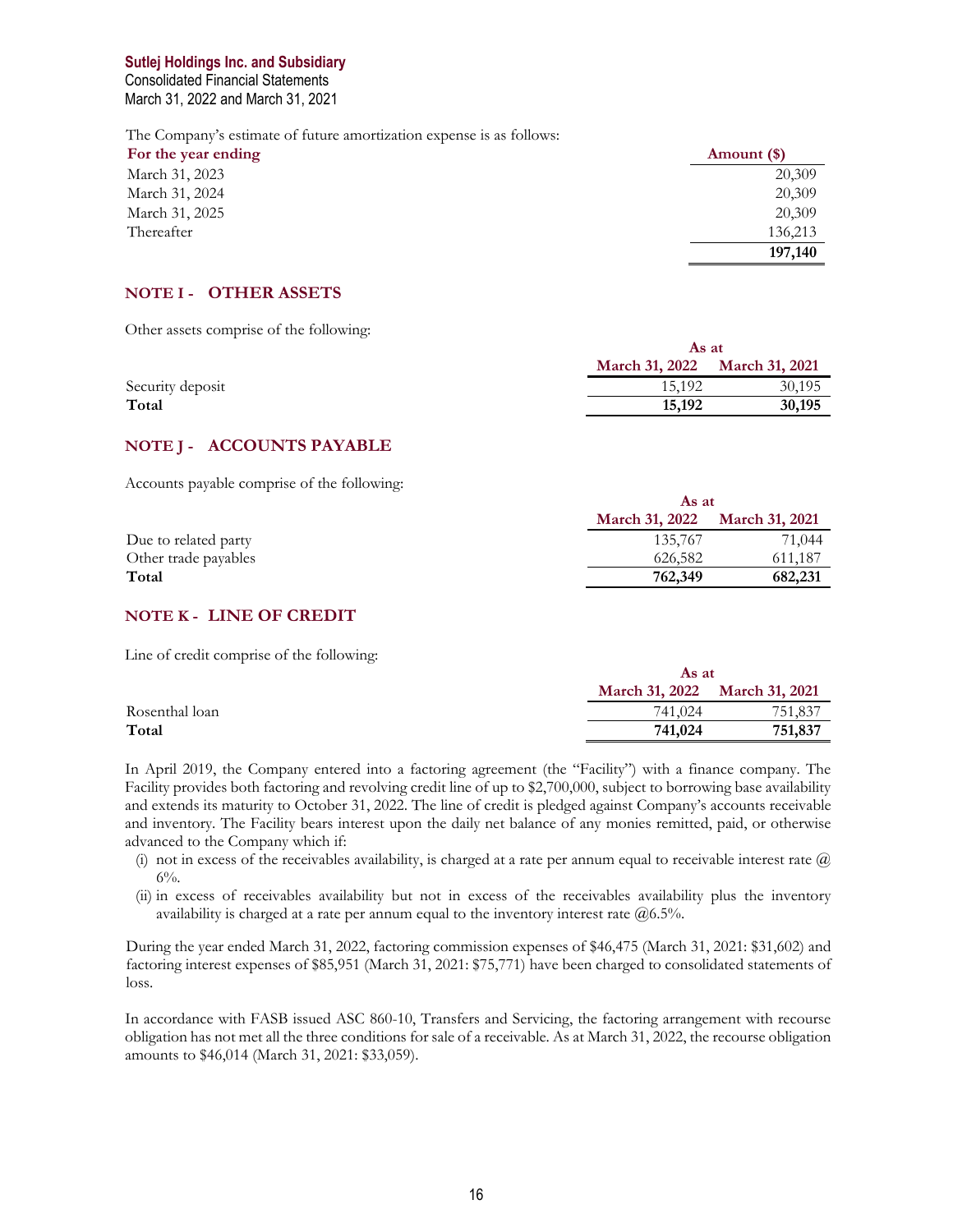The Company's estimate of future amortization expense is as follows:

| For the year ending | Amount ($) |
|---|---|
| March 31, 2023 | 20,309 |
| March 31, 2024 | 20,309 |
| March 31, 2025 | 20,309 |
| Thereafter | 136,213 |
| | **197,140** |

## NOTE I - OTHER ASSETS

Other assets comprise of the following:

| | As at | |
|---|---|---|
| | March 31, 2022 | March 31, 2021 |
| Security deposit | 15,192 | 30,195 |
| **Total** | **15,192** | **30,195** |

## NOTE J - ACCOUNTS PAYABLE

Accounts payable comprise of the following:

| | As at | |
|---|---|---|
| | March 31, 2022 | March 31, 2021 |
| Due to related party | 135,767 | 71,044 |
| Other trade payables | 626,582 | 611,187 |
| **Total** | **762,349** | **682,231** |

## NOTE K - LINE OF CREDIT

Line of credit comprise of the following:

| | As at | |
|---|---|---|
| | March 31, 2022 | March 31, 2021 |
| Rosenthal loan | 741,024 | 751,837 |
| **Total** | **741,024** | **751,837** |

In April 2019, the Company entered into a factoring agreement (the "Facility") with a finance company. The Facility provides both factoring and revolving credit line of up to $2,700,000, subject to borrowing base availability and extends its maturity to October 31, 2022. The line of credit is pledged against Company's accounts receivable and inventory. The Facility bears interest upon the daily net balance of any monies remitted, paid, or otherwise advanced to the Company which if:

(i) not in excess of the receivables availability, is charged at a rate per annum equal to receivable interest rate @ 6%.

(ii) in excess of receivables availability but not in excess of the receivables availability plus the inventory availability is charged at a rate per annum equal to the inventory interest rate @6.5%.

During the year ended March 31, 2022, factoring commission expenses of $46,475 (March 31, 2021: $31,602) and factoring interest expenses of $85,951 (March 31, 2021: $75,771) have been charged to consolidated statements of loss.

In accordance with FASB issued ASC 860-10, Transfers and Servicing, the factoring arrangement with recourse obligation has not met all the three conditions for sale of a receivable. As at March 31, 2022, the recourse obligation amounts to $46,014 (March 31, 2021: $33,059).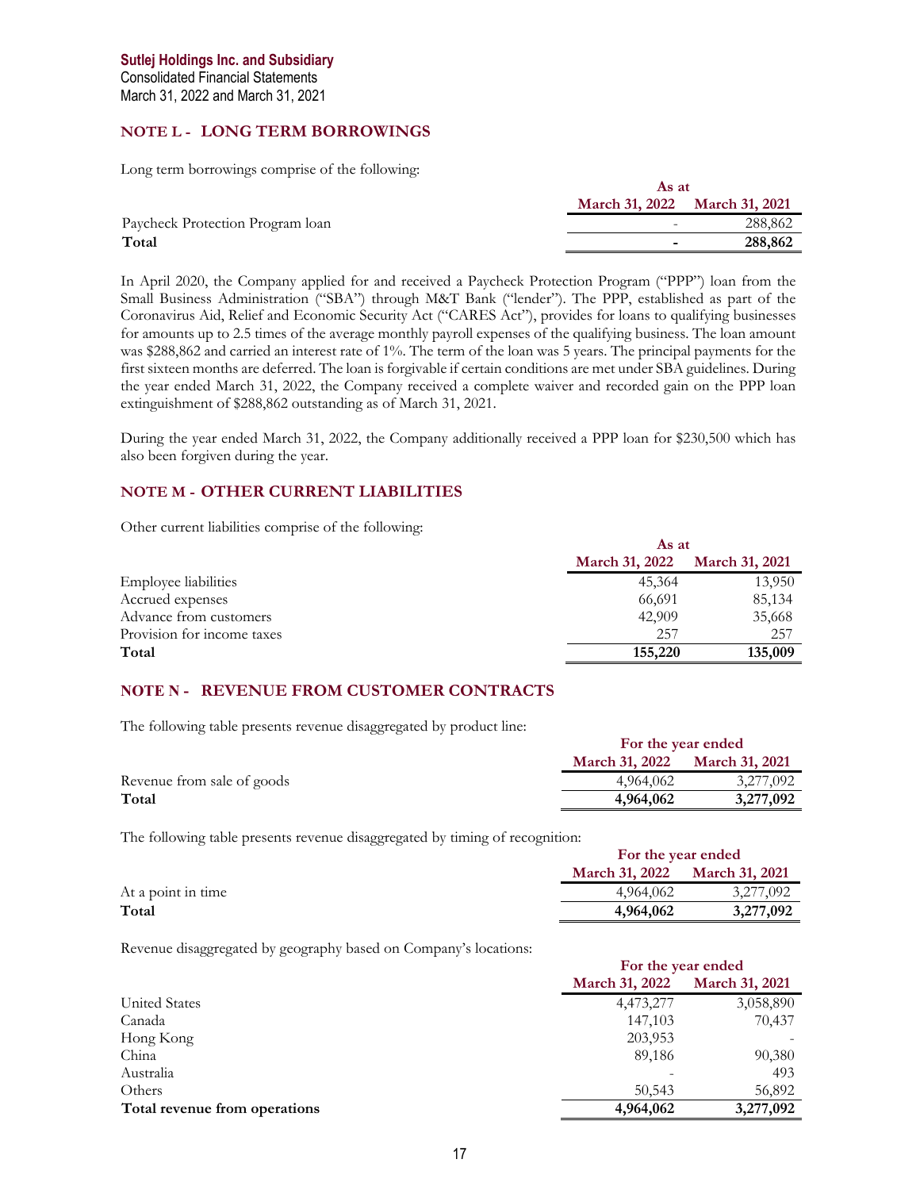**Sutlej Holdings Inc. and Subsidiary**
Consolidated Financial Statements
March 31, 2022 and March 31, 2021

## NOTE L - LONG TERM BORROWINGS

Long term borrowings comprise of the following:

| | As at | |
|---|---|---|
| | March 31, 2022 | March 31, 2021 |
| Paycheck Protection Program loan | - | 288,862 |
| **Total** | **-** | **288,862** |

In April 2020, the Company applied for and received a Paycheck Protection Program ("PPP") loan from the Small Business Administration ("SBA") through M&T Bank ("lender"). The PPP, established as part of the Coronavirus Aid, Relief and Economic Security Act ("CARES Act"), provides for loans to qualifying businesses for amounts up to 2.5 times of the average monthly payroll expenses of the qualifying business. The loan amount was $288,862 and carried an interest rate of 1%. The term of the loan was 5 years. The principal payments for the first sixteen months are deferred. The loan is forgivable if certain conditions are met under SBA guidelines. During the year ended March 31, 2022, the Company received a complete waiver and recorded gain on the PPP loan extinguishment of $288,862 outstanding as of March 31, 2021.

During the year ended March 31, 2022, the Company additionally received a PPP loan for $230,500 which has also been forgiven during the year.

## NOTE M - OTHER CURRENT LIABILITIES

Other current liabilities comprise of the following:

| | As at | |
|---|---|---|
| | March 31, 2022 | March 31, 2021 |
| Employee liabilities | 45,364 | 13,950 |
| Accrued expenses | 66,691 | 85,134 |
| Advance from customers | 42,909 | 35,668 |
| Provision for income taxes | 257 | 257 |
| **Total** | **155,220** | **135,009** |

## NOTE N - REVENUE FROM CUSTOMER CONTRACTS

The following table presents revenue disaggregated by product line:

| | For the year ended | |
|---|---|---|
| | March 31, 2022 | March 31, 2021 |
| Revenue from sale of goods | 4,964,062 | 3,277,092 |
| **Total** | **4,964,062** | **3,277,092** |

The following table presents revenue disaggregated by timing of recognition:

| | For the year ended | |
|---|---|---|
| | March 31, 2022 | March 31, 2021 |
| At a point in time | 4,964,062 | 3,277,092 |
| **Total** | **4,964,062** | **3,277,092** |

Revenue disaggregated by geography based on Company's locations:

| | For the year ended | |
|---|---|---|
| | March 31, 2022 | March 31, 2021 |
| United States | 4,473,277 | 3,058,890 |
| Canada | 147,103 | 70,437 |
| Hong Kong | 203,953 | - |
| China | 89,186 | 90,380 |
| Australia | - | 493 |
| Others | 50,543 | 56,892 |
| **Total revenue from operations** | **4,964,062** | **3,277,092** |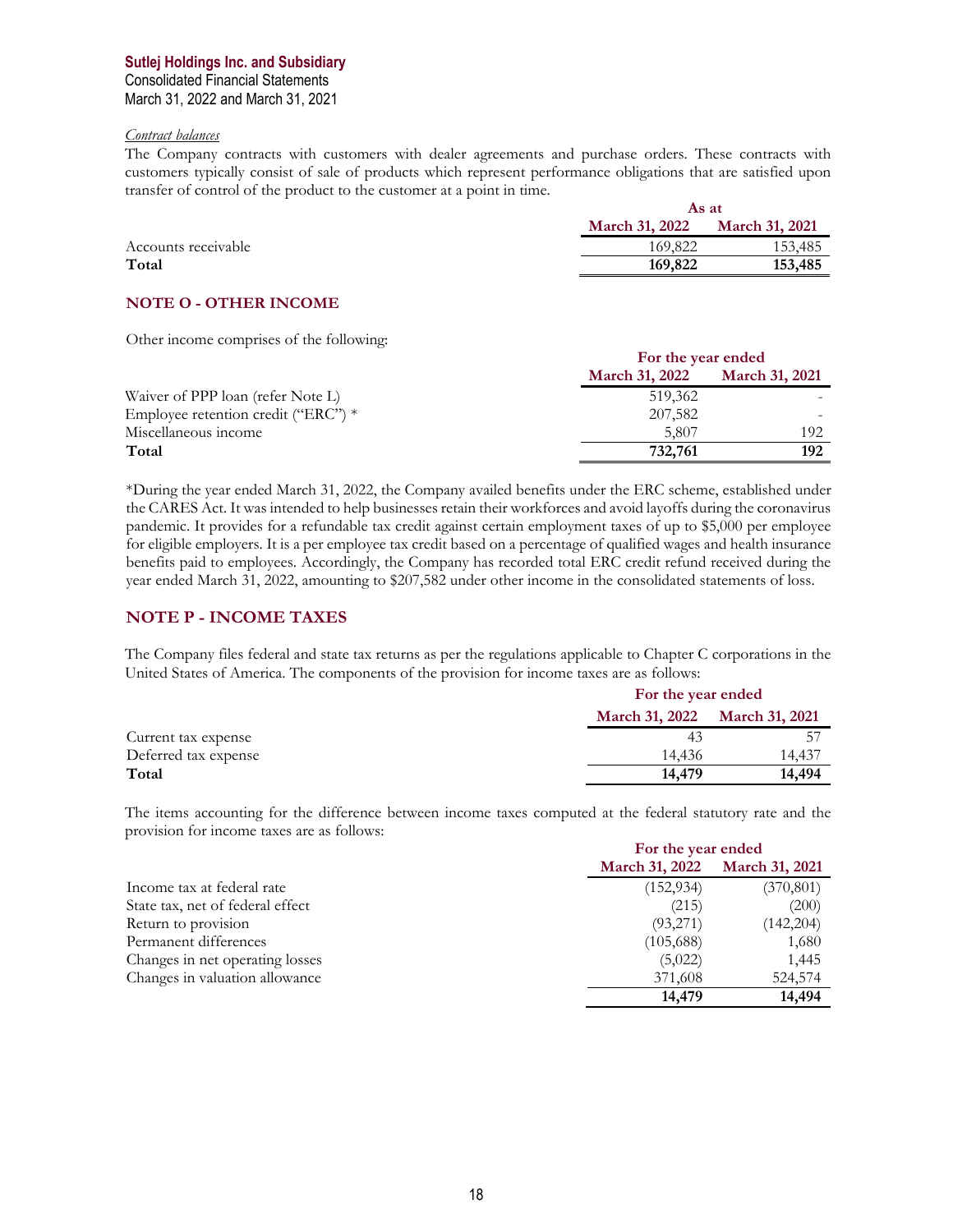*Contract balances*

The Company contracts with customers with dealer agreements and purchase orders. These contracts with customers typically consist of sale of products which represent performance obligations that are satisfied upon transfer of control of the product to the customer at a point in time.

| | As at | |
|---|---|---|
| | **March 31, 2022** | **March 31, 2021** |
| Accounts receivable | 169,822 | 153,485 |
| **Total** | **169,822** | **153,485** |

## NOTE O - OTHER INCOME

Other income comprises of the following:

| | For the year ended | |
|---|---|---|
| | **March 31, 2022** | **March 31, 2021** |
| Waiver of PPP loan (refer Note L) | 519,362 | - |
| Employee retention credit ("ERC") * | 207,582 | - |
| Miscellaneous income | 5,807 | 192 |
| **Total** | **732,761** | **192** |

*During the year ended March 31, 2022, the Company availed benefits under the ERC scheme, established under the CARES Act. It was intended to help businesses retain their workforces and avoid layoffs during the coronavirus pandemic. It provides for a refundable tax credit against certain employment taxes of up to $5,000 per employee for eligible employers. It is a per employee tax credit based on a percentage of qualified wages and health insurance benefits paid to employees. Accordingly, the Company has recorded total ERC credit refund received during the year ended March 31, 2022, amounting to $207,582 under other income in the consolidated statements of loss.

## NOTE P - INCOME TAXES

The Company files federal and state tax returns as per the regulations applicable to Chapter C corporations in the United States of America. The components of the provision for income taxes are as follows:

| | For the year ended | |
|---|---|---|
| | **March 31, 2022** | **March 31, 2021** |
| Current tax expense | 43 | 57 |
| Deferred tax expense | 14,436 | 14,437 |
| **Total** | **14,479** | **14,494** |

The items accounting for the difference between income taxes computed at the federal statutory rate and the provision for income taxes are as follows:

| | For the year ended | |
|---|---|---|
| | **March 31, 2022** | **March 31, 2021** |
| Income tax at federal rate | (152,934) | (370,801) |
| State tax, net of federal effect | (215) | (200) |
| Return to provision | (93,271) | (142,204) |
| Permanent differences | (105,688) | 1,680 |
| Changes in net operating losses | (5,022) | 1,445 |
| Changes in valuation allowance | 371,608 | 524,574 |
| | **14,479** | **14,494** |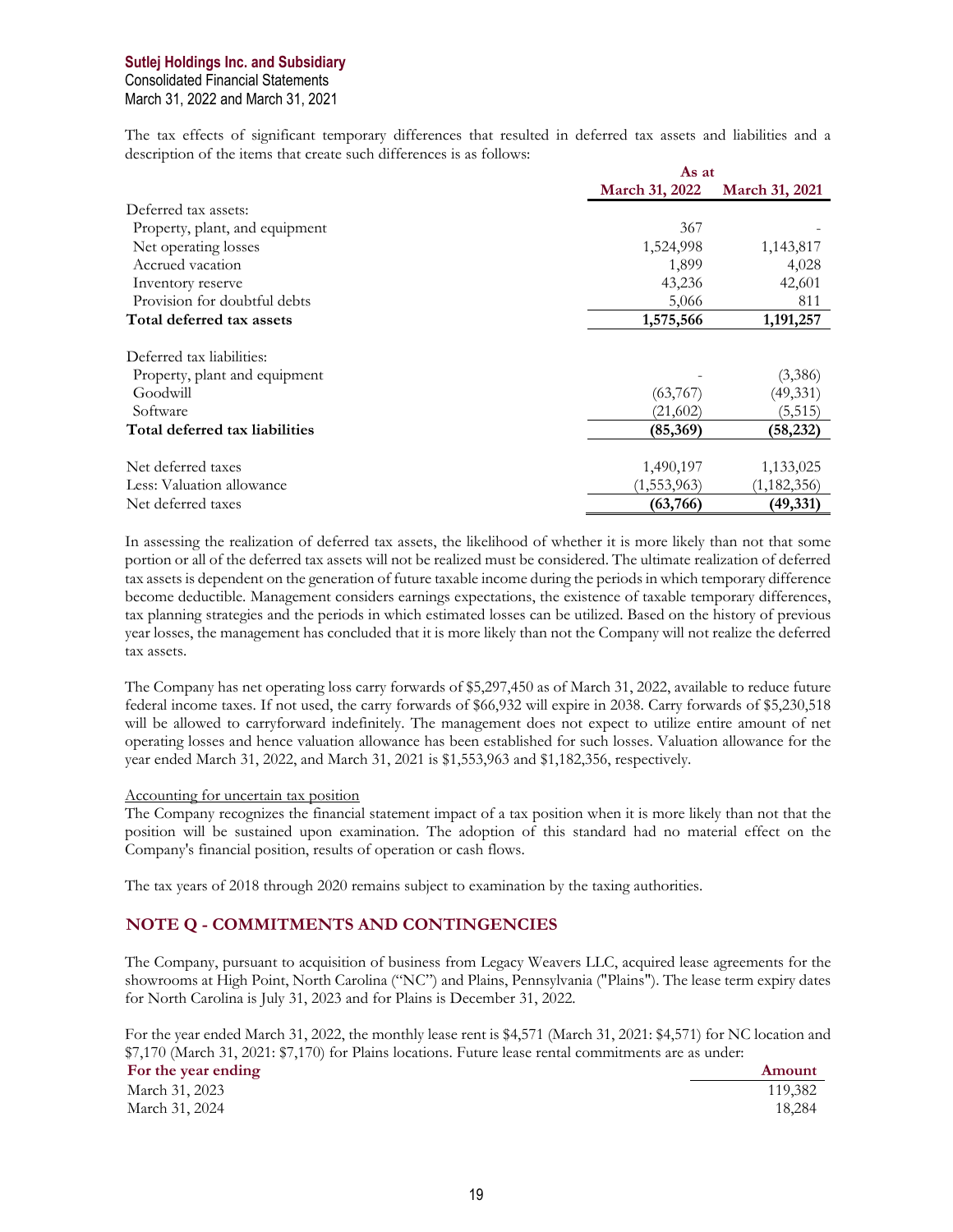The tax effects of significant temporary differences that resulted in deferred tax assets and liabilities and a description of the items that create such differences is as follows:

| | As at | |
|---|---|---|
| | **March 31, 2022** | **March 31, 2021** |
| Deferred tax assets: | | |
| Property, plant, and equipment | 367 | - |
| Net operating losses | 1,524,998 | 1,143,817 |
| Accrued vacation | 1,899 | 4,028 |
| Inventory reserve | 43,236 | 42,601 |
| Provision for doubtful debts | 5,066 | 811 |
| **Total deferred tax assets** | **1,575,566** | **1,191,257** |
| Deferred tax liabilities: | | |
| Property, plant and equipment | - | (3,386) |
| Goodwill | (63,767) | (49,331) |
| Software | (21,602) | (5,515) |
| **Total deferred tax liabilities** | **(85,369)** | **(58,232)** |
| Net deferred taxes | 1,490,197 | 1,133,025 |
| Less: Valuation allowance | (1,553,963) | (1,182,356) |
| Net deferred taxes | **(63,766)** | **(49,331)** |

In assessing the realization of deferred tax assets, the likelihood of whether it is more likely than not that some portion or all of the deferred tax assets will not be realized must be considered. The ultimate realization of deferred tax assets is dependent on the generation of future taxable income during the periods in which temporary difference become deductible. Management considers earnings expectations, the existence of taxable temporary differences, tax planning strategies and the periods in which estimated losses can be utilized. Based on the history of previous year losses, the management has concluded that it is more likely than not the Company will not realize the deferred tax assets.

The Company has net operating loss carry forwards of $5,297,450 as of March 31, 2022, available to reduce future federal income taxes. If not used, the carry forwards of $66,932 will expire in 2038. Carry forwards of $5,230,518 will be allowed to carryforward indefinitely. The management does not expect to utilize entire amount of net operating losses and hence valuation allowance has been established for such losses. Valuation allowance for the year ended March 31, 2022, and March 31, 2021 is $1,553,963 and $1,182,356, respectively.

Accounting for uncertain tax position

The Company recognizes the financial statement impact of a tax position when it is more likely than not that the position will be sustained upon examination. The adoption of this standard had no material effect on the Company's financial position, results of operation or cash flows.

The tax years of 2018 through 2020 remains subject to examination by the taxing authorities.

## NOTE Q - COMMITMENTS AND CONTINGENCIES

The Company, pursuant to acquisition of business from Legacy Weavers LLC, acquired lease agreements for the showrooms at High Point, North Carolina ("NC") and Plains, Pennsylvania ("Plains"). The lease term expiry dates for North Carolina is July 31, 2023 and for Plains is December 31, 2022.

For the year ended March 31, 2022, the monthly lease rent is $4,571 (March 31, 2021: $4,571) for NC location and $7,170 (March 31, 2021: $7,170) for Plains locations. Future lease rental commitments are as under:

| For the year ending | Amount |
|---|---|
| March 31, 2023 | 119,382 |
| March 31, 2024 | 18,284 |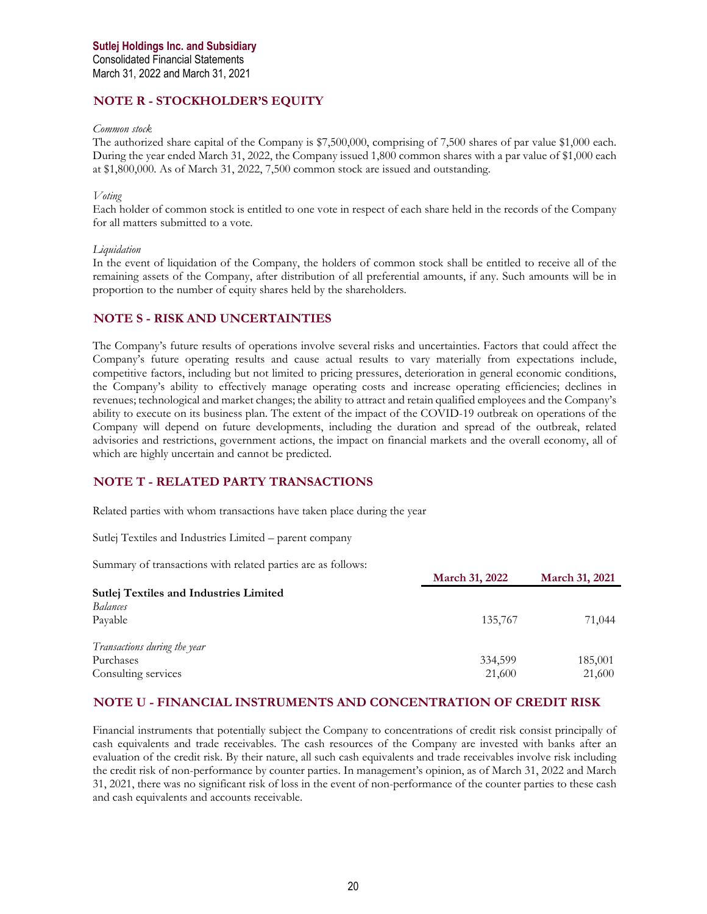## NOTE R - STOCKHOLDER'S EQUITY

*Common stock*

The authorized share capital of the Company is $7,500,000, comprising of 7,500 shares of par value $1,000 each. During the year ended March 31, 2022, the Company issued 1,800 common shares with a par value of $1,000 each at $1,800,000. As of March 31, 2022, 7,500 common stock are issued and outstanding.

*Voting*

Each holder of common stock is entitled to one vote in respect of each share held in the records of the Company for all matters submitted to a vote.

*Liquidation*

In the event of liquidation of the Company, the holders of common stock shall be entitled to receive all of the remaining assets of the Company, after distribution of all preferential amounts, if any. Such amounts will be in proportion to the number of equity shares held by the shareholders.

## NOTE S - RISK AND UNCERTAINTIES

The Company's future results of operations involve several risks and uncertainties. Factors that could affect the Company's future operating results and cause actual results to vary materially from expectations include, competitive factors, including but not limited to pricing pressures, deterioration in general economic conditions, the Company's ability to effectively manage operating costs and increase operating efficiencies; declines in revenues; technological and market changes; the ability to attract and retain qualified employees and the Company's ability to execute on its business plan. The extent of the impact of the COVID-19 outbreak on operations of the Company will depend on future developments, including the duration and spread of the outbreak, related advisories and restrictions, government actions, the impact on financial markets and the overall economy, all of which are highly uncertain and cannot be predicted.

## NOTE T - RELATED PARTY TRANSACTIONS

Related parties with whom transactions have taken place during the year

Sutlej Textiles and Industries Limited – parent company

Summary of transactions with related parties are as follows:

| | March 31, 2022 | March 31, 2021 |
|---|---|---|
| **Sutlej Textiles and Industries Limited** | | |
| *Balances* | | |
| Payable | 135,767 | 71,044 |
| *Transactions during the year* | | |
| Purchases | 334,599 | 185,001 |
| Consulting services | 21,600 | 21,600 |

## NOTE U - FINANCIAL INSTRUMENTS AND CONCENTRATION OF CREDIT RISK

Financial instruments that potentially subject the Company to concentrations of credit risk consist principally of cash equivalents and trade receivables. The cash resources of the Company are invested with banks after an evaluation of the credit risk. By their nature, all such cash equivalents and trade receivables involve risk including the credit risk of non-performance by counter parties. In management's opinion, as of March 31, 2022 and March 31, 2021, there was no significant risk of loss in the event of non-performance of the counter parties to these cash and cash equivalents and accounts receivable.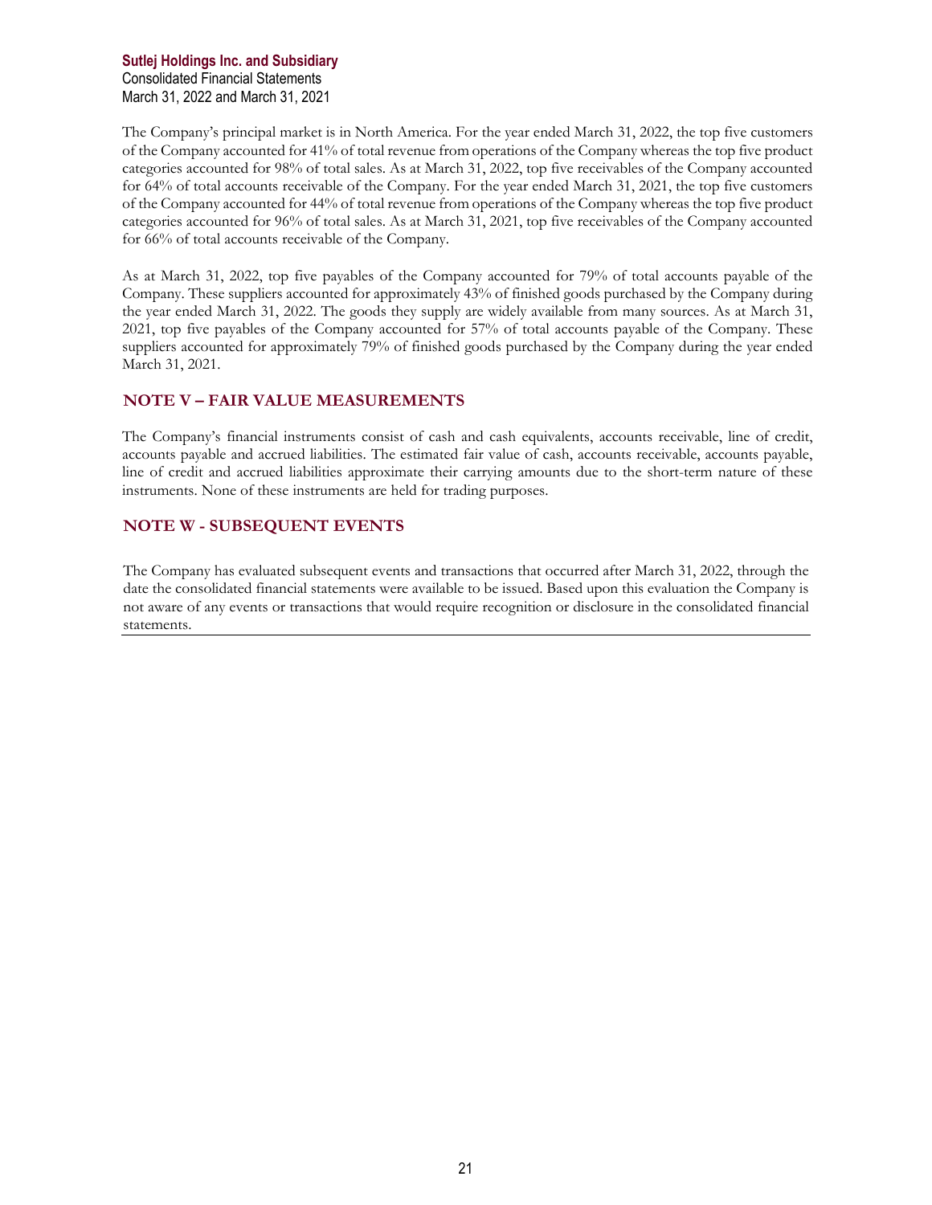The Company's principal market is in North America. For the year ended March 31, 2022, the top five customers of the Company accounted for 41% of total revenue from operations of the Company whereas the top five product categories accounted for 98% of total sales. As at March 31, 2022, top five receivables of the Company accounted for 64% of total accounts receivable of the Company. For the year ended March 31, 2021, the top five customers of the Company accounted for 44% of total revenue from operations of the Company whereas the top five product categories accounted for 96% of total sales. As at March 31, 2021, top five receivables of the Company accounted for 66% of total accounts receivable of the Company.

As at March 31, 2022, top five payables of the Company accounted for 79% of total accounts payable of the Company. These suppliers accounted for approximately 43% of finished goods purchased by the Company during the year ended March 31, 2022. The goods they supply are widely available from many sources. As at March 31, 2021, top five payables of the Company accounted for 57% of total accounts payable of the Company. These suppliers accounted for approximately 79% of finished goods purchased by the Company during the year ended March 31, 2021.

## NOTE V – FAIR VALUE MEASUREMENTS

The Company's financial instruments consist of cash and cash equivalents, accounts receivable, line of credit, accounts payable and accrued liabilities. The estimated fair value of cash, accounts receivable, accounts payable, line of credit and accrued liabilities approximate their carrying amounts due to the short-term nature of these instruments. None of these instruments are held for trading purposes.

## NOTE W - SUBSEQUENT EVENTS

The Company has evaluated subsequent events and transactions that occurred after March 31, 2022, through the date the consolidated financial statements were available to be issued. Based upon this evaluation the Company is not aware of any events or transactions that would require recognition or disclosure in the consolidated financial statements.